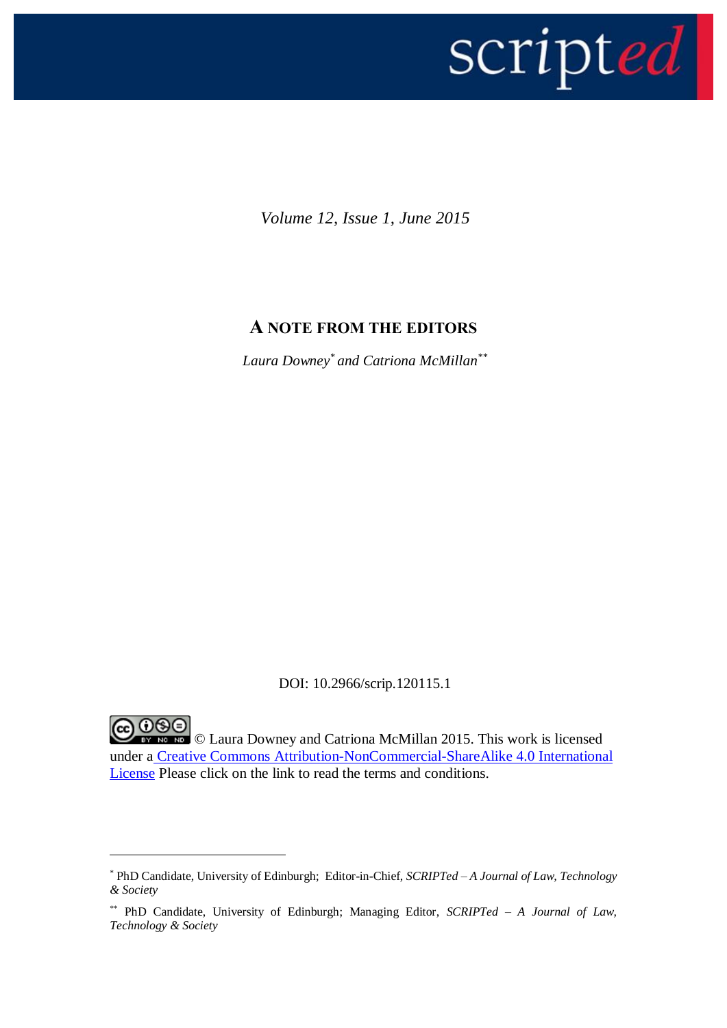*Volume 12, Issue 1, June 2015*

# A NOTE FROM THE EDITORS

*Laura Downey[*] and Catriona McMillan[**]*

DOI: 10.2966/scrip.120115.1

© Laura Downey and Catriona McMillan 2015. This work is licensed under a Creative Commons Attribution-NonCommercial-ShareAlike 4.0 International License Please click on the link to read the terms and conditions.

---

[*] PhD Candidate, University of Edinburgh; Editor-in-Chief, *SCRIPTed – A Journal of Law, Technology & Society*

[**] PhD Candidate, University of Edinburgh; Managing Editor, *SCRIPTed – A Journal of Law, Technology & Society*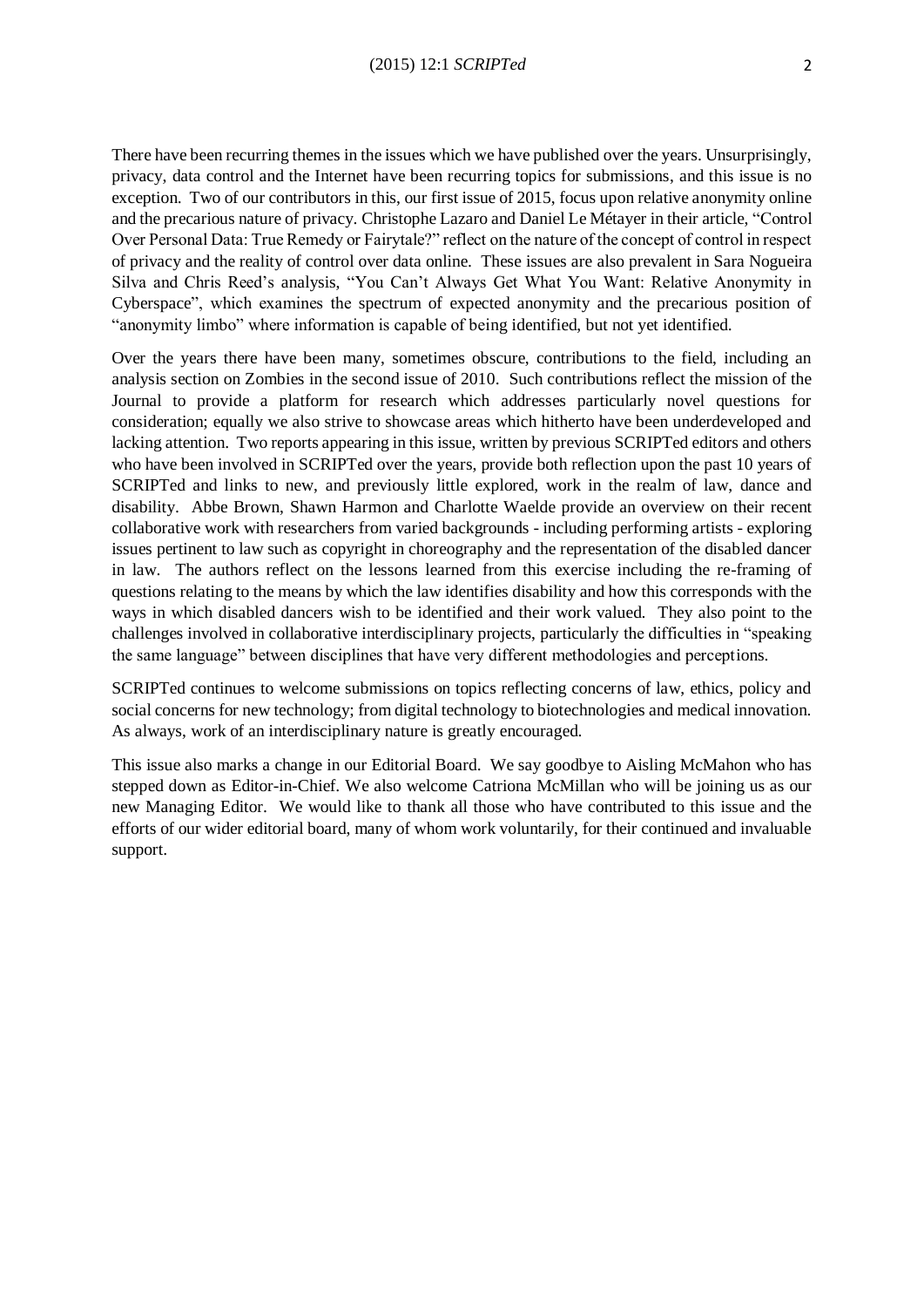There have been recurring themes in the issues which we have published over the years. Unsurprisingly, privacy, data control and the Internet have been recurring topics for submissions, and this issue is no exception. Two of our contributors in this, our first issue of 2015, focus upon relative anonymity online and the precarious nature of privacy. Christophe Lazaro and Daniel Le Métayer in their article, "Control Over Personal Data: True Remedy or Fairytale?" reflect on the nature of the concept of control in respect of privacy and the reality of control over data online. These issues are also prevalent in Sara Nogueira Silva and Chris Reed's analysis, "You Can't Always Get What You Want: Relative Anonymity in Cyberspace", which examines the spectrum of expected anonymity and the precarious position of "anonymity limbo" where information is capable of being identified, but not yet identified.

Over the years there have been many, sometimes obscure, contributions to the field, including an analysis section on Zombies in the second issue of 2010. Such contributions reflect the mission of the Journal to provide a platform for research which addresses particularly novel questions for consideration; equally we also strive to showcase areas which hitherto have been underdeveloped and lacking attention. Two reports appearing in this issue, written by previous SCRIPTed editors and others who have been involved in SCRIPTed over the years, provide both reflection upon the past 10 years of SCRIPTed and links to new, and previously little explored, work in the realm of law, dance and disability. Abbe Brown, Shawn Harmon and Charlotte Waelde provide an overview on their recent collaborative work with researchers from varied backgrounds - including performing artists - exploring issues pertinent to law such as copyright in choreography and the representation of the disabled dancer in law. The authors reflect on the lessons learned from this exercise including the re-framing of questions relating to the means by which the law identifies disability and how this corresponds with the ways in which disabled dancers wish to be identified and their work valued. They also point to the challenges involved in collaborative interdisciplinary projects, particularly the difficulties in "speaking the same language" between disciplines that have very different methodologies and perceptions.

SCRIPTed continues to welcome submissions on topics reflecting concerns of law, ethics, policy and social concerns for new technology; from digital technology to biotechnologies and medical innovation. As always, work of an interdisciplinary nature is greatly encouraged.

This issue also marks a change in our Editorial Board. We say goodbye to Aisling McMahon who has stepped down as Editor-in-Chief. We also welcome Catriona McMillan who will be joining us as our new Managing Editor. We would like to thank all those who have contributed to this issue and the efforts of our wider editorial board, many of whom work voluntarily, for their continued and invaluable support.